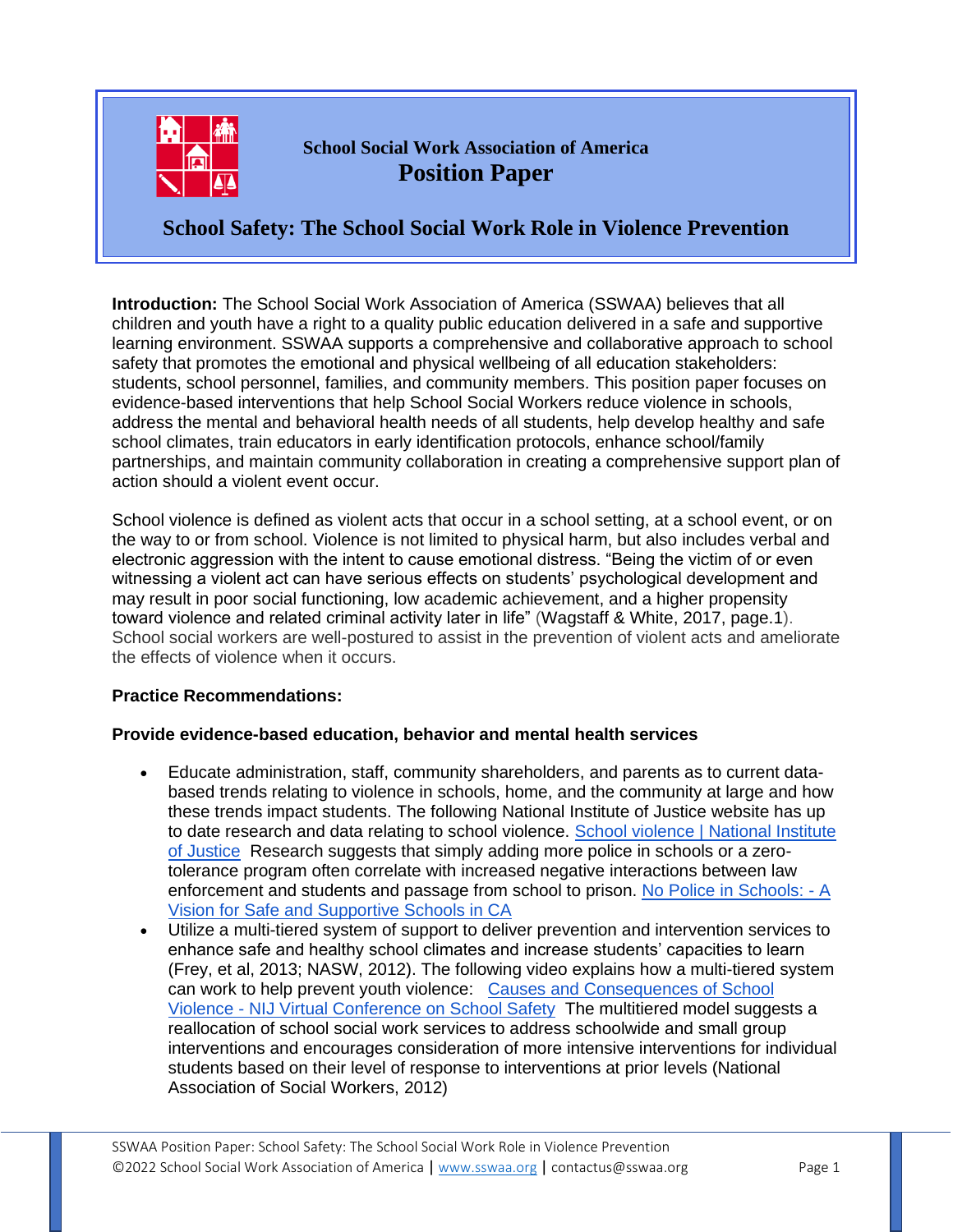**School Social Work Association of America**

# Position Paper

## School Safety: The School Social Work Role in Violence Prevention

**Introduction:** The School Social Work Association of America (SSWAA) believes that all children and youth have a right to a quality public education delivered in a safe and supportive learning environment. SSWAA supports a comprehensive and collaborative approach to school safety that promotes the emotional and physical wellbeing of all education stakeholders: students, school personnel, families, and community members. This position paper focuses on evidence-based interventions that help School Social Workers reduce violence in schools, address the mental and behavioral health needs of all students, help develop healthy and safe school climates, train educators in early identification protocols, enhance school/family partnerships, and maintain community collaboration in creating a comprehensive support plan of action should a violent event occur.

School violence is defined as violent acts that occur in a school setting, at a school event, or on the way to or from school. Violence is not limited to physical harm, but also includes verbal and electronic aggression with the intent to cause emotional distress. "Being the victim of or even witnessing a violent act can have serious effects on students' psychological development and may result in poor social functioning, low academic achievement, and a higher propensity toward violence and related criminal activity later in life" (Wagstaff & White, 2017, page.1). School social workers are well-postured to assist in the prevention of violent acts and ameliorate the effects of violence when it occurs.

**Practice Recommendations:**

**Provide evidence-based education, behavior and mental health services**

- Educate administration, staff, community shareholders, and parents as to current data-based trends relating to violence in schools, home, and the community at large and how these trends impact students. The following National Institute of Justice website has up to date research and data relating to school violence. School violence | National Institute of Justice Research suggests that simply adding more police in schools or a zero-tolerance program often correlate with increased negative interactions between law enforcement and students and passage from school to prison. No Police in Schools: - A Vision for Safe and Supportive Schools in CA
- Utilize a multi-tiered system of support to deliver prevention and intervention services to enhance safe and healthy school climates and increase students' capacities to learn (Frey, et al, 2013; NASW, 2012). The following video explains how a multi-tiered system can work to help prevent youth violence: Causes and Consequences of School Violence - NIJ Virtual Conference on School Safety The multitiered model suggests a reallocation of school social work services to address schoolwide and small group interventions and encourages consideration of more intensive interventions for individual students based on their level of response to interventions at prior levels (National Association of Social Workers, 2012)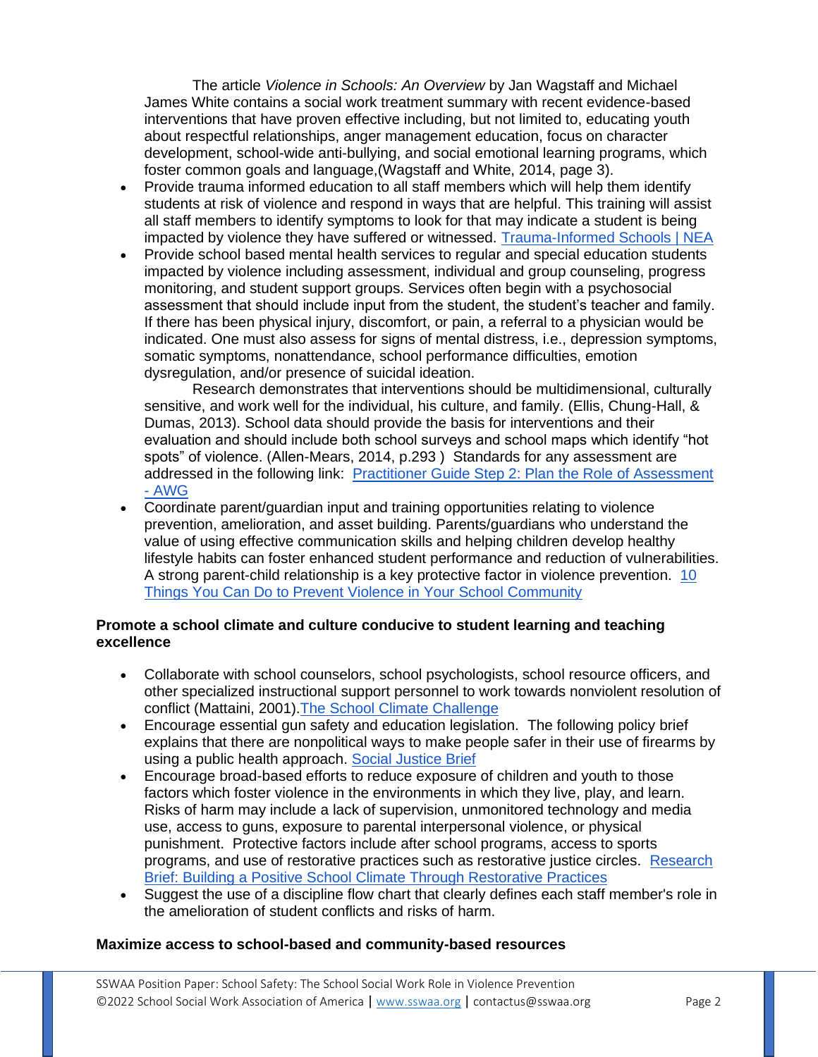The article *Violence in Schools: An Overview* by Jan Wagstaff and Michael James White contains a social work treatment summary with recent evidence-based interventions that have proven effective including, but not limited to, educating youth about respectful relationships, anger management education, focus on character development, school-wide anti-bullying, and social emotional learning programs, which foster common goals and language,(Wagstaff and White, 2014, page 3).

- Provide trauma informed education to all staff members which will help them identify students at risk of violence and respond in ways that are helpful. This training will assist all staff members to identify symptoms to look for that may indicate a student is being impacted by violence they have suffered or witnessed. Trauma-Informed Schools | NEA
- Provide school based mental health services to regular and special education students impacted by violence including assessment, individual and group counseling, progress monitoring, and student support groups. Services often begin with a psychosocial assessment that should include input from the student, the student's teacher and family. If there has been physical injury, discomfort, or pain, a referral to a physician would be indicated. One must also assess for signs of mental distress, i.e., depression symptoms, somatic symptoms, nonattendance, school performance difficulties, emotion dysregulation, and/or presence of suicidal ideation.

  Research demonstrates that interventions should be multidimensional, culturally sensitive, and work well for the individual, his culture, and family. (Ellis, Chung-Hall, & Dumas, 2013). School data should provide the basis for interventions and their evaluation and should include both school surveys and school maps which identify "hot spots" of violence. (Allen-Mears, 2014, p.293 ) Standards for any assessment are addressed in the following link: Practitioner Guide Step 2: Plan the Role of Assessment - AWG
- Coordinate parent/guardian input and training opportunities relating to violence prevention, amelioration, and asset building. Parents/guardians who understand the value of using effective communication skills and helping children develop healthy lifestyle habits can foster enhanced student performance and reduction of vulnerabilities. A strong parent-child relationship is a key protective factor in violence prevention. 10 Things You Can Do to Prevent Violence in Your School Community

**Promote a school climate and culture conducive to student learning and teaching excellence**

- Collaborate with school counselors, school psychologists, school resource officers, and other specialized instructional support personnel to work towards nonviolent resolution of conflict (Mattaini, 2001).The School Climate Challenge
- Encourage essential gun safety and education legislation. The following policy brief explains that there are nonpolitical ways to make people safer in their use of firearms by using a public health approach. Social Justice Brief
- Encourage broad-based efforts to reduce exposure of children and youth to those factors which foster violence in the environments in which they live, play, and learn. Risks of harm may include a lack of supervision, unmonitored technology and media use, access to guns, exposure to parental interpersonal violence, or physical punishment. Protective factors include after school programs, access to sports programs, and use of restorative practices such as restorative justice circles. Research Brief: Building a Positive School Climate Through Restorative Practices
- Suggest the use of a discipline flow chart that clearly defines each staff member's role in the amelioration of student conflicts and risks of harm.

**Maximize access to school-based and community-based resources**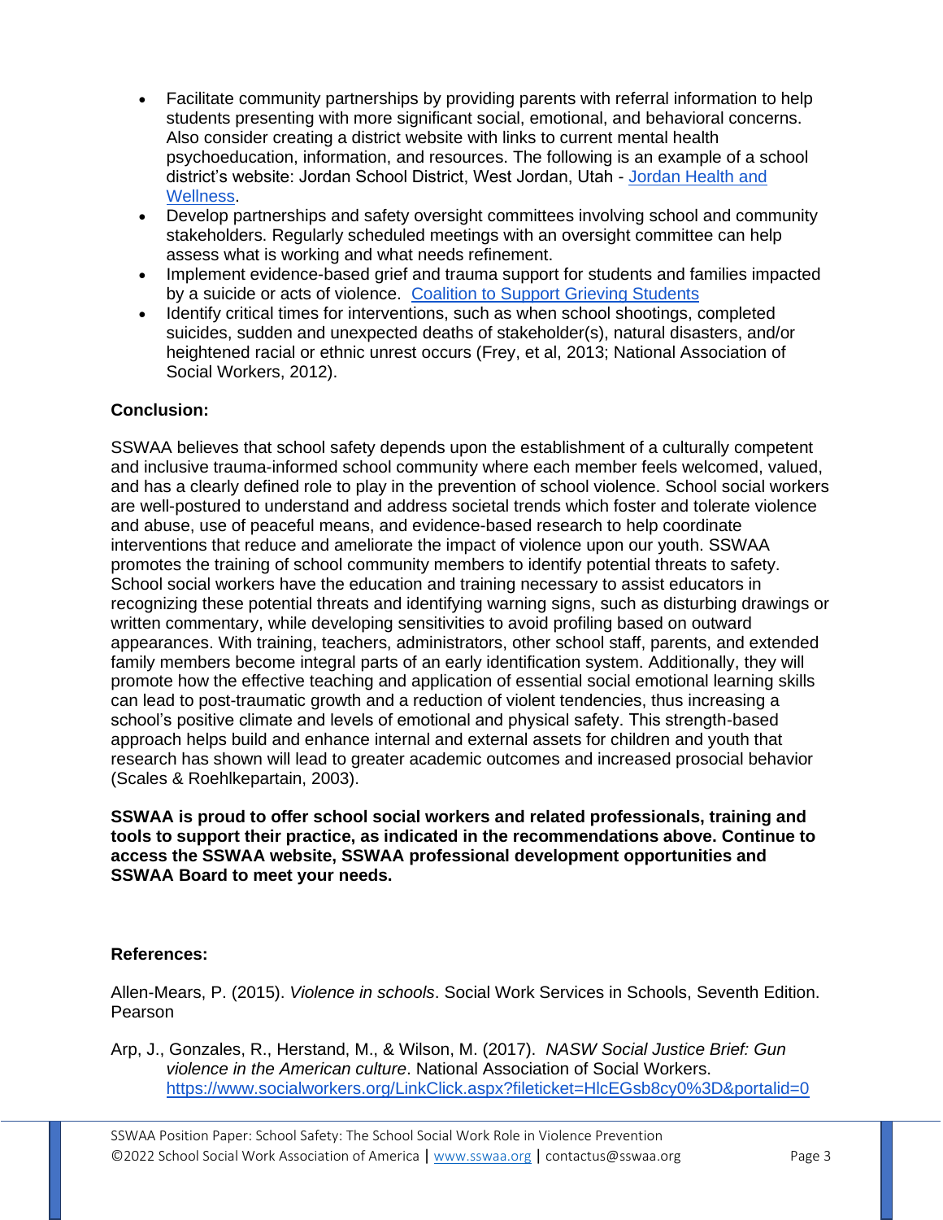- Facilitate community partnerships by providing parents with referral information to help students presenting with more significant social, emotional, and behavioral concerns. Also consider creating a district website with links to current mental health psychoeducation, information, and resources. The following is an example of a school district's website: Jordan School District, West Jordan, Utah - [Jordan Health and Wellness](#).
- Develop partnerships and safety oversight committees involving school and community stakeholders. Regularly scheduled meetings with an oversight committee can help assess what is working and what needs refinement.
- Implement evidence-based grief and trauma support for students and families impacted by a suicide or acts of violence. [Coalition to Support Grieving Students](#)
- Identify critical times for interventions, such as when school shootings, completed suicides, sudden and unexpected deaths of stakeholder(s), natural disasters, and/or heightened racial or ethnic unrest occurs (Frey, et al, 2013; National Association of Social Workers, 2012).

**Conclusion:**

SSWAA believes that school safety depends upon the establishment of a culturally competent and inclusive trauma-informed school community where each member feels welcomed, valued, and has a clearly defined role to play in the prevention of school violence. School social workers are well-postured to understand and address societal trends which foster and tolerate violence and abuse, use of peaceful means, and evidence-based research to help coordinate interventions that reduce and ameliorate the impact of violence upon our youth. SSWAA promotes the training of school community members to identify potential threats to safety. School social workers have the education and training necessary to assist educators in recognizing these potential threats and identifying warning signs, such as disturbing drawings or written commentary, while developing sensitivities to avoid profiling based on outward appearances. With training, teachers, administrators, other school staff, parents, and extended family members become integral parts of an early identification system. Additionally, they will promote how the effective teaching and application of essential social emotional learning skills can lead to post-traumatic growth and a reduction of violent tendencies, thus increasing a school's positive climate and levels of emotional and physical safety. This strength-based approach helps build and enhance internal and external assets for children and youth that research has shown will lead to greater academic outcomes and increased prosocial behavior (Scales & Roehlkepartain, 2003).

**SSWAA is proud to offer school social workers and related professionals, training and tools to support their practice, as indicated in the recommendations above. Continue to access the SSWAA website, SSWAA professional development opportunities and SSWAA Board to meet your needs.**

**References:**

Allen-Mears, P. (2015). *Violence in schools*. Social Work Services in Schools, Seventh Edition. Pearson

Arp, J., Gonzales, R., Herstand, M., & Wilson, M. (2017). *NASW Social Justice Brief: Gun violence in the American culture*. National Association of Social Workers. https://www.socialworkers.org/LinkClick.aspx?fileticket=HlcEGsb8cy0%3D&portalid=0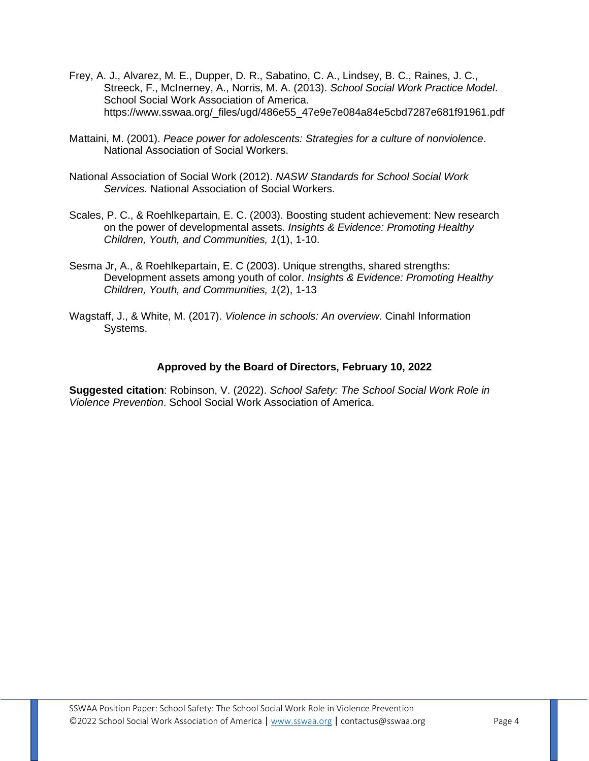Frey, A. J., Alvarez, M. E., Dupper, D. R., Sabatino, C. A., Lindsey, B. C., Raines, J. C., Streeck, F., McInerney, A., Norris, M. A. (2013). *School Social Work Practice Model*. School Social Work Association of America. https://www.sswaa.org/_files/ugd/486e55_47e9e7e084a84e5cbd7287e681f91961.pdf

Mattaini, M. (2001). *Peace power for adolescents: Strategies for a culture of nonviolence*. National Association of Social Workers.

National Association of Social Work (2012). *NASW Standards for School Social Work Services.* National Association of Social Workers.

Scales, P. C., & Roehlkepartain, E. C. (2003). Boosting student achievement: New research on the power of developmental assets. *Insights & Evidence: Promoting Healthy Children, Youth, and Communities, 1*(1), 1-10.

Sesma Jr, A., & Roehlkepartain, E. C (2003). Unique strengths, shared strengths: Development assets among youth of color. *Insights & Evidence: Promoting Healthy Children, Youth, and Communities, 1*(2), 1-13

Wagstaff, J., & White, M. (2017). *Violence in schools: An overview*. Cinahl Information Systems.

**Approved by the Board of Directors, February 10, 2022**

**Suggested citation**: Robinson, V. (2022). *School Safety: The School Social Work Role in Violence Prevention*. School Social Work Association of America.